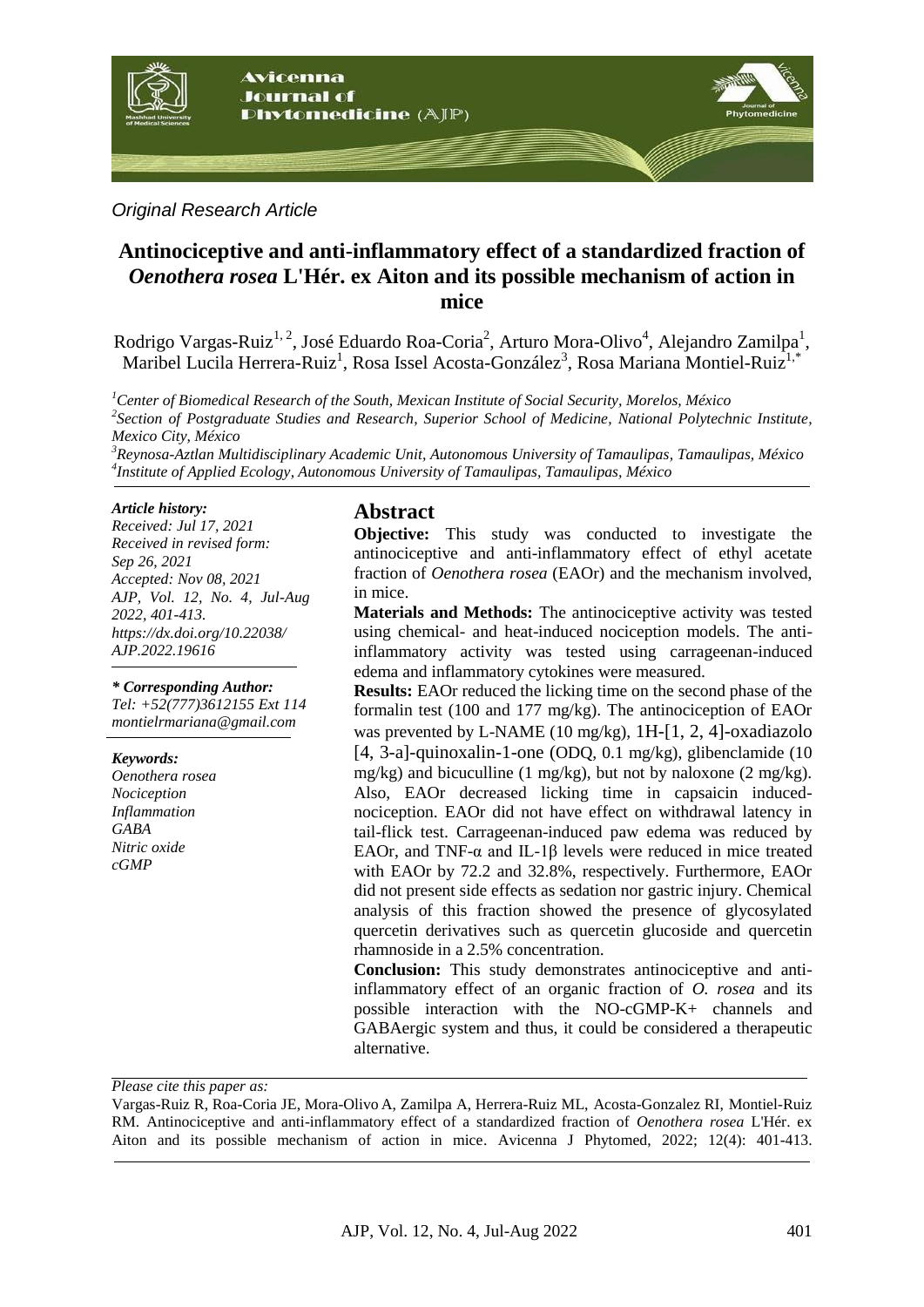*Original Research Article*

# Antinociceptive and anti-inflammatory effect of a standardized fraction of *Oenothera rosea* L'Hér. ex Aiton and its possible mechanism of action in mice

Rodrigo Vargas-Ruiz[1,2], José Eduardo Roa-Coria[2], Arturo Mora-Olivo[4], Alejandro Zamilpa[1], Maribel Lucila Herrera-Ruiz[1], Rosa Issel Acosta-González[3], Rosa Mariana Montiel-Ruiz[1,*]

[1]*Center of Biomedical Research of the South, Mexican Institute of Social Security, Morelos, México*
[2]*Section of Postgraduate Studies and Research, Superior School of Medicine, National Polytechnic Institute, Mexico City, México*
[3]*Reynosa-Aztlan Multidisciplinary Academic Unit, Autonomous University of Tamaulipas, Tamaulipas, México*
[4]*Institute of Applied Ecology, Autonomous University of Tamaulipas, Tamaulipas, México*

***Article history:***
*Received: Jul 17, 2021*
*Received in revised form: Sep 26, 2021*
*Accepted: Nov 08, 2021*
*AJP, Vol. 12, No. 4, Jul-Aug 2022, 401-413.*
*https://dx.doi.org/10.22038/AJP.2022.19616*

***\* Corresponding Author:***
*Tel: +52(777)3612155 Ext 114*
*montielrmariana@gmail.com*

***Keywords:***
*Oenothera rosea*
*Nociception*
*Inflammation*
*GABA*
*Nitric oxide*
*cGMP*

## Abstract

**Objective:** This study was conducted to investigate the antinociceptive and anti-inflammatory effect of ethyl acetate fraction of *Oenothera rosea* (EAOr) and the mechanism involved, in mice.

**Materials and Methods:** The antinociceptive activity was tested using chemical- and heat-induced nociception models. The anti-inflammatory activity was tested using carrageenan-induced edema and inflammatory cytokines were measured.

**Results:** EAOr reduced the licking time on the second phase of the formalin test (100 and 177 mg/kg). The antinociception of EAOr was prevented by L-NAME (10 mg/kg), 1H-[1, 2, 4]-oxadiazolo [4, 3-a]-quinoxalin-1-one (ODQ, 0.1 mg/kg), glibenclamide (10 mg/kg) and bicuculline (1 mg/kg), but not by naloxone (2 mg/kg). Also, EAOr decreased licking time in capsaicin induced-nociception. EAOr did not have effect on withdrawal latency in tail-flick test. Carrageenan-induced paw edema was reduced by EAOr, and TNF-α and IL-1β levels were reduced in mice treated with EAOr by 72.2 and 32.8%, respectively. Furthermore, EAOr did not present side effects as sedation nor gastric injury. Chemical analysis of this fraction showed the presence of glycosylated quercetin derivatives such as quercetin glucoside and quercetin rhamnoside in a 2.5% concentration.

**Conclusion:** This study demonstrates antinociceptive and anti-inflammatory effect of an organic fraction of *O. rosea* and its possible interaction with the NO-cGMP-K+ channels and GABAergic system and thus, it could be considered a therapeutic alternative.

*Please cite this paper as:*

Vargas-Ruiz R, Roa-Coria JE, Mora-Olivo A, Zamilpa A, Herrera-Ruiz ML, Acosta-Gonzalez RI, Montiel-Ruiz RM. Antinociceptive and anti-inflammatory effect of a standardized fraction of *Oenothera rosea* L'Hér. ex Aiton and its possible mechanism of action in mice. Avicenna J Phytomed, 2022; 12(4): 401-413.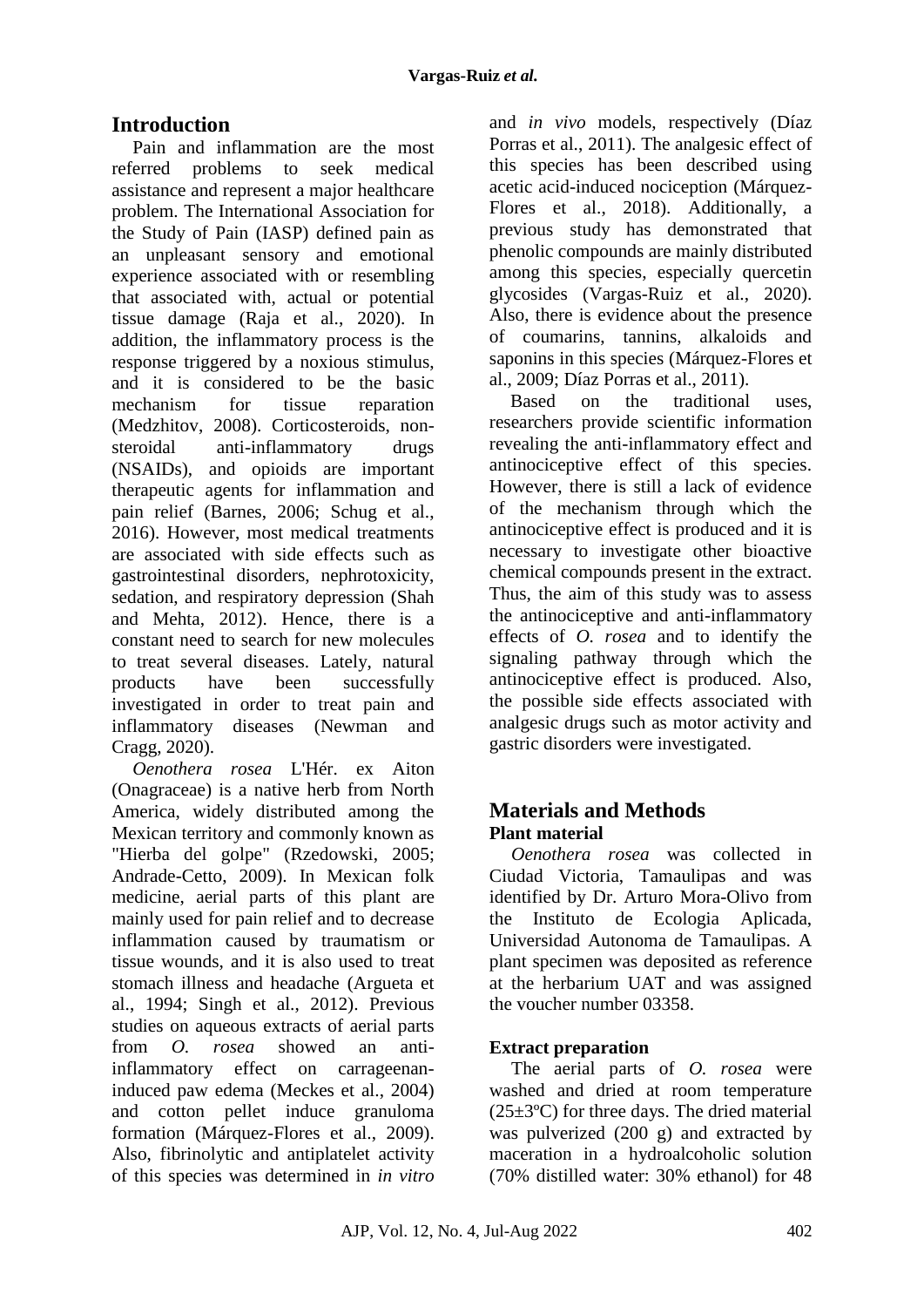## Introduction

Pain and inflammation are the most referred problems to seek medical assistance and represent a major healthcare problem. The International Association for the Study of Pain (IASP) defined pain as an unpleasant sensory and emotional experience associated with or resembling that associated with, actual or potential tissue damage (Raja et al., 2020). In addition, the inflammatory process is the response triggered by a noxious stimulus, and it is considered to be the basic mechanism for tissue reparation (Medzhitov, 2008). Corticosteroids, non-steroidal anti-inflammatory drugs (NSAIDs), and opioids are important therapeutic agents for inflammation and pain relief (Barnes, 2006; Schug et al., 2016). However, most medical treatments are associated with side effects such as gastrointestinal disorders, nephrotoxicity, sedation, and respiratory depression (Shah and Mehta, 2012). Hence, there is a constant need to search for new molecules to treat several diseases. Lately, natural products have been successfully investigated in order to treat pain and inflammatory diseases (Newman and Cragg, 2020).

*Oenothera rosea* L'Hér. ex Aiton (Onagraceae) is a native herb from North America, widely distributed among the Mexican territory and commonly known as "Hierba del golpe" (Rzedowski, 2005; Andrade-Cetto, 2009). In Mexican folk medicine, aerial parts of this plant are mainly used for pain relief and to decrease inflammation caused by traumatism or tissue wounds, and it is also used to treat stomach illness and headache (Argueta et al., 1994; Singh et al., 2012). Previous studies on aqueous extracts of aerial parts from *O. rosea* showed an anti-inflammatory effect on carrageenan-induced paw edema (Meckes et al., 2004) and cotton pellet induce granuloma formation (Márquez-Flores et al., 2009). Also, fibrinolytic and antiplatelet activity of this species was determined in *in vitro* and *in vivo* models, respectively (Díaz Porras et al., 2011). The analgesic effect of this species has been described using acetic acid-induced nociception (Márquez-Flores et al., 2018). Additionally, a previous study has demonstrated that phenolic compounds are mainly distributed among this species, especially quercetin glycosides (Vargas-Ruiz et al., 2020). Also, there is evidence about the presence of coumarins, tannins, alkaloids and saponins in this species (Márquez-Flores et al., 2009; Díaz Porras et al., 2011).

Based on the traditional uses, researchers provide scientific information revealing the anti-inflammatory effect and antinociceptive effect of this species. However, there is still a lack of evidence of the mechanism through which the antinociceptive effect is produced and it is necessary to investigate other bioactive chemical compounds present in the extract. Thus, the aim of this study was to assess the antinociceptive and anti-inflammatory effects of *O. rosea* and to identify the signaling pathway through which the antinociceptive effect is produced. Also, the possible side effects associated with analgesic drugs such as motor activity and gastric disorders were investigated.

## Materials and Methods

### Plant material

*Oenothera rosea* was collected in Ciudad Victoria, Tamaulipas and was identified by Dr. Arturo Mora-Olivo from the Instituto de Ecologia Aplicada, Universidad Autonoma de Tamaulipas. A plant specimen was deposited as reference at the herbarium UAT and was assigned the voucher number 03358.

### Extract preparation

The aerial parts of *O. rosea* were washed and dried at room temperature (25±3ºC) for three days. The dried material was pulverized (200 g) and extracted by maceration in a hydroalcoholic solution (70% distilled water: 30% ethanol) for 48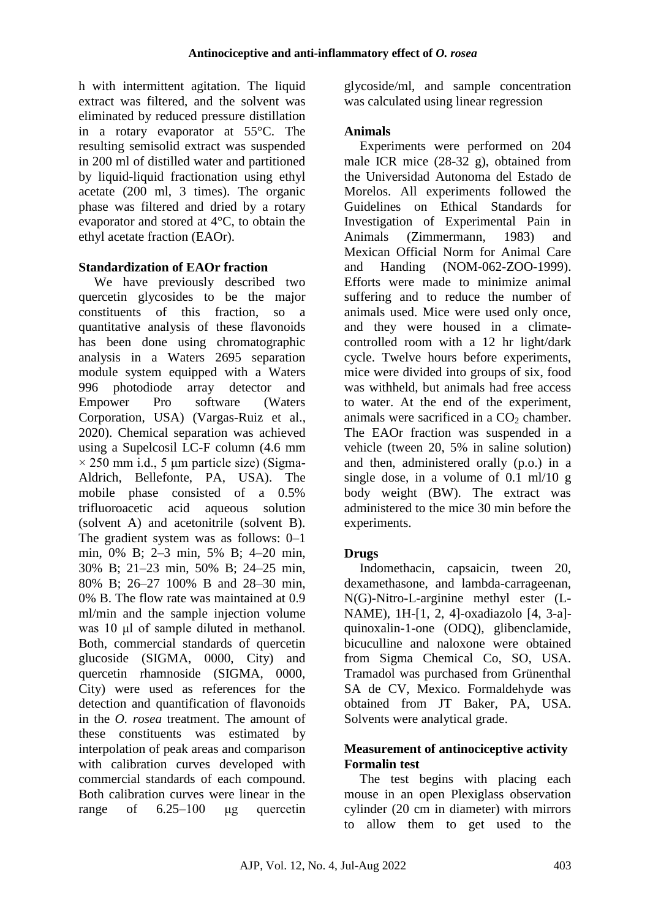h with intermittent agitation. The liquid extract was filtered, and the solvent was eliminated by reduced pressure distillation in a rotary evaporator at 55°C. The resulting semisolid extract was suspended in 200 ml of distilled water and partitioned by liquid-liquid fractionation using ethyl acetate (200 ml, 3 times). The organic phase was filtered and dried by a rotary evaporator and stored at 4°C, to obtain the ethyl acetate fraction (EAOr).

**Standardization of EAOr fraction**

We have previously described two quercetin glycosides to be the major constituents of this fraction, so a quantitative analysis of these flavonoids has been done using chromatographic analysis in a Waters 2695 separation module system equipped with a Waters 996 photodiode array detector and Empower Pro software (Waters Corporation, USA) (Vargas-Ruiz et al., 2020). Chemical separation was achieved using a Supelcosil LC-F column (4.6 mm × 250 mm i.d., 5 μm particle size) (Sigma-Aldrich, Bellefonte, PA, USA). The mobile phase consisted of a 0.5% trifluoroacetic acid aqueous solution (solvent A) and acetonitrile (solvent B). The gradient system was as follows: 0–1 min, 0% B; 2–3 min, 5% B; 4–20 min, 30% B; 21–23 min, 50% B; 24–25 min, 80% B; 26–27 100% B and 28–30 min, 0% B. The flow rate was maintained at 0.9 ml/min and the sample injection volume was 10 μl of sample diluted in methanol. Both, commercial standards of quercetin glucoside (SIGMA, 0000, City) and quercetin rhamnoside (SIGMA, 0000, City) were used as references for the detection and quantification of flavonoids in the *O. rosea* treatment. The amount of these constituents was estimated by interpolation of peak areas and comparison with calibration curves developed with commercial standards of each compound. Both calibration curves were linear in the range of 6.25–100 μg quercetin glycoside/ml, and sample concentration was calculated using linear regression

**Animals**

Experiments were performed on 204 male ICR mice (28-32 g), obtained from the Universidad Autonoma del Estado de Morelos. All experiments followed the Guidelines on Ethical Standards for Investigation of Experimental Pain in Animals (Zimmermann, 1983) and Mexican Official Norm for Animal Care and Handing (NOM-062-ZOO-1999). Efforts were made to minimize animal suffering and to reduce the number of animals used. Mice were used only once, and they were housed in a climate-controlled room with a 12 hr light/dark cycle. Twelve hours before experiments, mice were divided into groups of six, food was withheld, but animals had free access to water. At the end of the experiment, animals were sacrificed in a $CO_2$ chamber. The EAOr fraction was suspended in a vehicle (tween 20, 5% in saline solution) and then, administered orally (p.o.) in a single dose, in a volume of 0.1 ml/10 g body weight (BW). The extract was administered to the mice 30 min before the experiments.

**Drugs**

Indomethacin, capsaicin, tween 20, dexamethasone, and lambda-carrageenan, N(G)-Nitro-L-arginine methyl ester (L-NAME), 1H-[1, 2, 4]-oxadiazolo [4, 3-a]-quinoxalin-1-one (ODQ), glibenclamide, bicuculline and naloxone were obtained from Sigma Chemical Co, SO, USA. Tramadol was purchased from Grünenthal SA de CV, Mexico. Formaldehyde was obtained from JT Baker, PA, USA. Solvents were analytical grade.

**Measurement of antinociceptive activity**
**Formalin test**

The test begins with placing each mouse in an open Plexiglass observation cylinder (20 cm in diameter) with mirrors to allow them to get used to the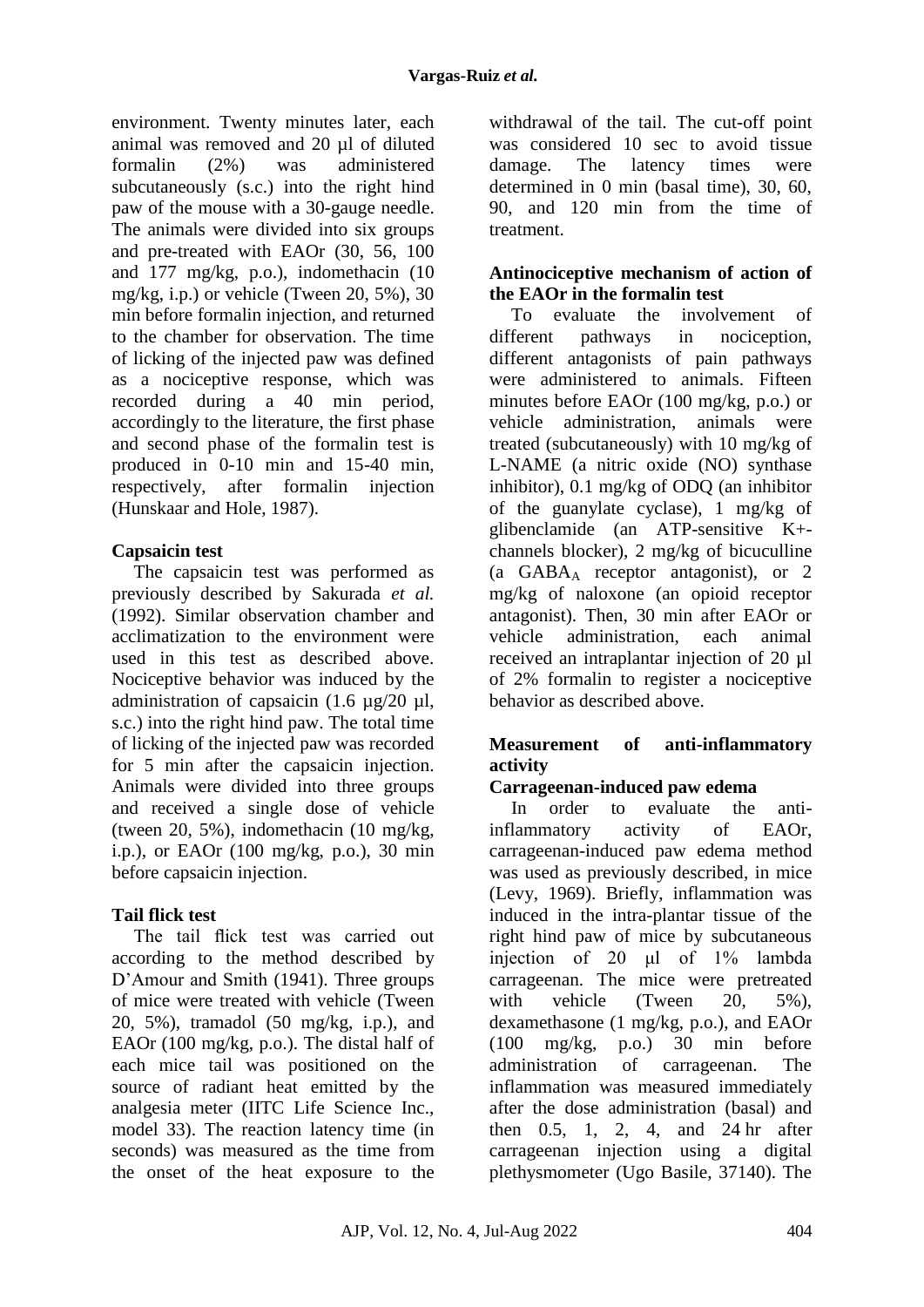environment. Twenty minutes later, each animal was removed and 20 µl of diluted formalin (2%) was administered subcutaneously (s.c.) into the right hind paw of the mouse with a 30-gauge needle. The animals were divided into six groups and pre-treated with EAOr (30, 56, 100 and 177 mg/kg, p.o.), indomethacin (10 mg/kg, i.p.) or vehicle (Tween 20, 5%), 30 min before formalin injection, and returned to the chamber for observation. The time of licking of the injected paw was defined as a nociceptive response, which was recorded during a 40 min period, accordingly to the literature, the first phase and second phase of the formalin test is produced in 0-10 min and 15-40 min, respectively, after formalin injection (Hunskaar and Hole, 1987).

### Capsaicin test

The capsaicin test was performed as previously described by Sakurada *et al.* (1992). Similar observation chamber and acclimatization to the environment were used in this test as described above. Nociceptive behavior was induced by the administration of capsaicin (1.6 µg/20 µl, s.c.) into the right hind paw. The total time of licking of the injected paw was recorded for 5 min after the capsaicin injection. Animals were divided into three groups and received a single dose of vehicle (tween 20, 5%), indomethacin (10 mg/kg, i.p.), or EAOr (100 mg/kg, p.o.), 30 min before capsaicin injection.

### Tail flick test

The tail flick test was carried out according to the method described by D'Amour and Smith (1941). Three groups of mice were treated with vehicle (Tween 20, 5%), tramadol (50 mg/kg, i.p.), and EAOr (100 mg/kg, p.o.). The distal half of each mice tail was positioned on the source of radiant heat emitted by the analgesia meter (IITC Life Science Inc., model 33). The reaction latency time (in seconds) was measured as the time from the onset of the heat exposure to the withdrawal of the tail. The cut-off point was considered 10 sec to avoid tissue damage. The latency times were determined in 0 min (basal time), 30, 60, 90, and 120 min from the time of treatment.

### Antinociceptive mechanism of action of the EAOr in the formalin test

To evaluate the involvement of different pathways in nociception, different antagonists of pain pathways were administered to animals. Fifteen minutes before EAOr (100 mg/kg, p.o.) or vehicle administration, animals were treated (subcutaneously) with 10 mg/kg of L-NAME (a nitric oxide (NO) synthase inhibitor), 0.1 mg/kg of ODQ (an inhibitor of the guanylate cyclase), 1 mg/kg of glibenclamide (an ATP-sensitive K+-channels blocker), 2 mg/kg of bicuculline (a $GABA_A$ receptor antagonist), or 2 mg/kg of naloxone (an opioid receptor antagonist). Then, 30 min after EAOr or vehicle administration, each animal received an intraplantar injection of 20 µl of 2% formalin to register a nociceptive behavior as described above.

## Measurement of anti-inflammatory activity

### Carrageenan-induced paw edema

In order to evaluate the anti-inflammatory activity of EAOr, carrageenan-induced paw edema method was used as previously described, in mice (Levy, 1969). Briefly, inflammation was induced in the intra-plantar tissue of the right hind paw of mice by subcutaneous injection of 20 μl of 1% lambda carrageenan. The mice were pretreated with vehicle (Tween 20, 5%), dexamethasone (1 mg/kg, p.o.), and EAOr (100 mg/kg, p.o.) 30 min before administration of carrageenan. The inflammation was measured immediately after the dose administration (basal) and then 0.5, 1, 2, 4, and 24 hr after carrageenan injection using a digital plethysmometer (Ugo Basile, 37140). The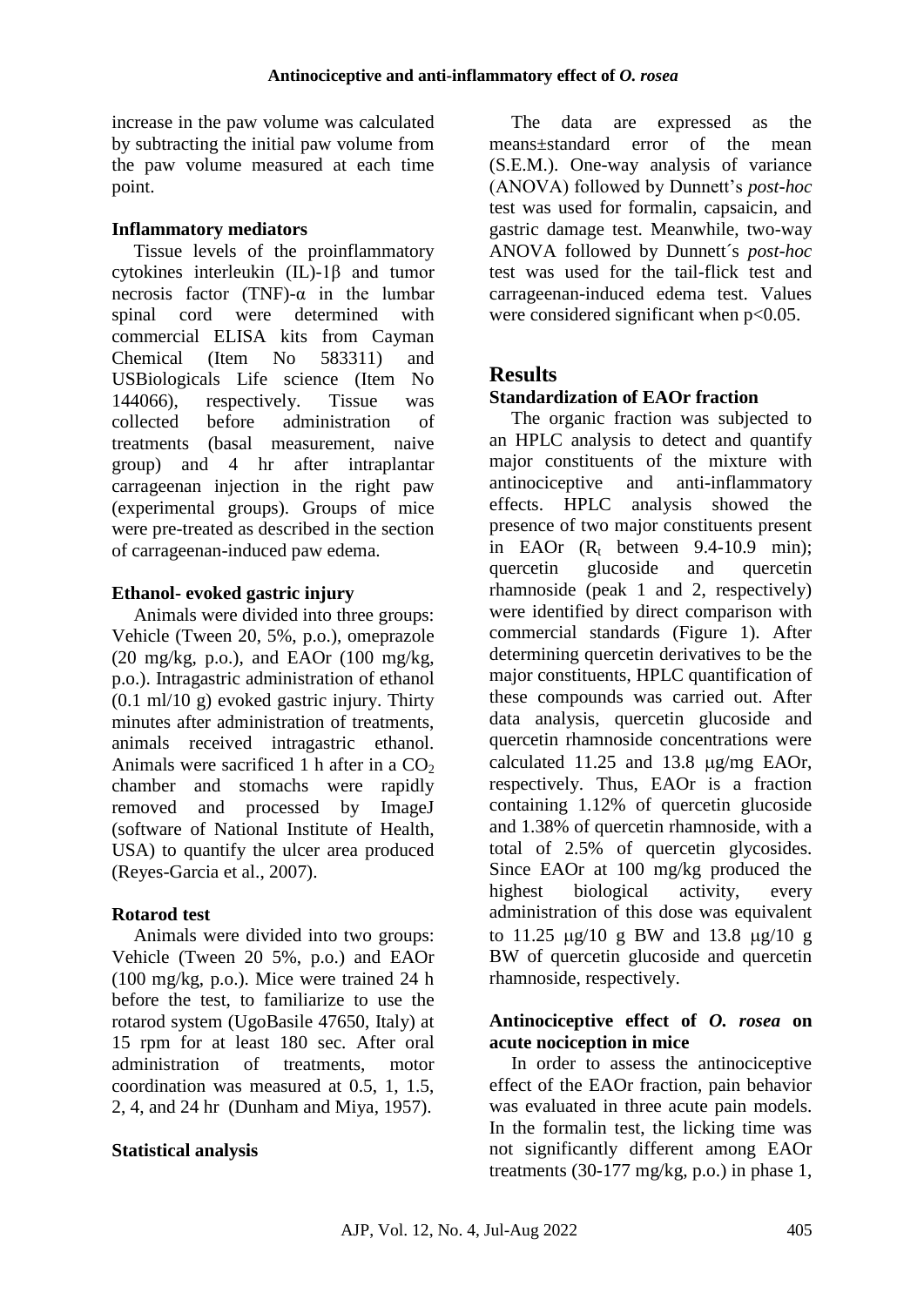increase in the paw volume was calculated by subtracting the initial paw volume from the paw volume measured at each time point.

### Inflammatory mediators

Tissue levels of the proinflammatory cytokines interleukin (IL)-1β and tumor necrosis factor (TNF)-α in the lumbar spinal cord were determined with commercial ELISA kits from Cayman Chemical (Item No 583311) and USBiologicals Life science (Item No 144066), respectively. Tissue was collected before administration of treatments (basal measurement, naive group) and 4 hr after intraplantar carrageenan injection in the right paw (experimental groups). Groups of mice were pre-treated as described in the section of carrageenan-induced paw edema.

### Ethanol- evoked gastric injury

Animals were divided into three groups: Vehicle (Tween 20, 5%, p.o.), omeprazole (20 mg/kg, p.o.), and EAOr (100 mg/kg, p.o.). Intragastric administration of ethanol (0.1 ml/10 g) evoked gastric injury. Thirty minutes after administration of treatments, animals received intragastric ethanol. Animals were sacrificed 1 h after in a $CO_2$ chamber and stomachs were rapidly removed and processed by ImageJ (software of National Institute of Health, USA) to quantify the ulcer area produced (Reyes-Garcia et al., 2007).

### Rotarod test

Animals were divided into two groups: Vehicle (Tween 20 5%, p.o.) and EAOr (100 mg/kg, p.o.). Mice were trained 24 h before the test, to familiarize to use the rotarod system (UgoBasile 47650, Italy) at 15 rpm for at least 180 sec. After oral administration of treatments, motor coordination was measured at 0.5, 1, 1.5, 2, 4, and 24 hr (Dunham and Miya, 1957).

### Statistical analysis

The data are expressed as the means±standard error of the mean (S.E.M.). One-way analysis of variance (ANOVA) followed by Dunnett's *post-hoc* test was used for formalin, capsaicin, and gastric damage test. Meanwhile, two-way ANOVA followed by Dunnett´s *post-hoc* test was used for the tail-flick test and carrageenan-induced edema test. Values were considered significant when $p<0.05$.

## Results

### Standardization of EAOr fraction

The organic fraction was subjected to an HPLC analysis to detect and quantify major constituents of the mixture with antinociceptive and anti-inflammatory effects. HPLC analysis showed the presence of two major constituents present in EAOr ($R_t$ between 9.4-10.9 min); quercetin glucoside and quercetin rhamnoside (peak 1 and 2, respectively) were identified by direct comparison with commercial standards (Figure 1). After determining quercetin derivatives to be the major constituents, HPLC quantification of these compounds was carried out. After data analysis, quercetin glucoside and quercetin rhamnoside concentrations were calculated 11.25 and 13.8 μg/mg EAOr, respectively. Thus, EAOr is a fraction containing 1.12% of quercetin glucoside and 1.38% of quercetin rhamnoside, with a total of 2.5% of quercetin glycosides. Since EAOr at 100 mg/kg produced the highest biological activity, every administration of this dose was equivalent to 11.25 μg/10 g BW and 13.8 μg/10 g BW of quercetin glucoside and quercetin rhamnoside, respectively.

### Antinociceptive effect of *O. rosea* on acute nociception in mice

In order to assess the antinociceptive effect of the EAOr fraction, pain behavior was evaluated in three acute pain models. In the formalin test, the licking time was not significantly different among EAOr treatments (30-177 mg/kg, p.o.) in phase 1,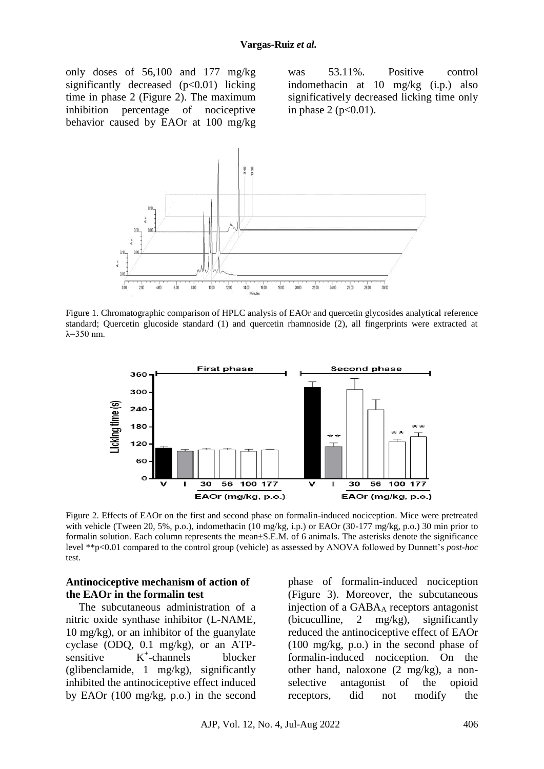only doses of 56,100 and 177 mg/kg significantly decreased ($p<0.01$) licking time in phase 2 (Figure 2). The maximum inhibition percentage of nociceptive behavior caused by EAOr at 100 mg/kg was 53.11%. Positive control indomethacin at 10 mg/kg (i.p.) also significatively decreased licking time only in phase 2 ($p<0.01$).

Figure 1. Chromatographic comparison of HPLC analysis of EAOr and quercetin glycosides analytical reference standard; Quercetin glucoside standard (1) and quercetin rhamnoside (2), all fingerprints were extracted at λ=350 nm.

Figure 2. Effects of EAOr on the first and second phase on formalin-induced nociception. Mice were pretreated with vehicle (Tween 20, 5%, p.o.), indomethacin (10 mg/kg, i.p.) or EAOr (30-177 mg/kg, p.o.) 30 min prior to formalin solution. Each column represents the mean±S.E.M. of 6 animals. The asterisks denote the significance level **p<0.01 compared to the control group (vehicle) as assessed by ANOVA followed by Dunnett's *post-hoc* test.

### Antinociceptive mechanism of action of the EAOr in the formalin test

The subcutaneous administration of a nitric oxide synthase inhibitor (L-NAME, 10 mg/kg), or an inhibitor of the guanylate cyclase (ODQ, 0.1 mg/kg), or an ATP-sensitive $K^+$-channels blocker (glibenclamide, 1 mg/kg), significantly inhibited the antinociceptive effect induced by EAOr (100 mg/kg, p.o.) in the second phase of formalin-induced nociception (Figure 3). Moreover, the subcutaneous injection of a $GABA_A$ receptors antagonist (bicuculline, 2 mg/kg), significantly reduced the antinociceptive effect of EAOr (100 mg/kg, p.o.) in the second phase of formalin-induced nociception. On the other hand, naloxone (2 mg/kg), a non-selective antagonist of the opioid receptors, did not modify the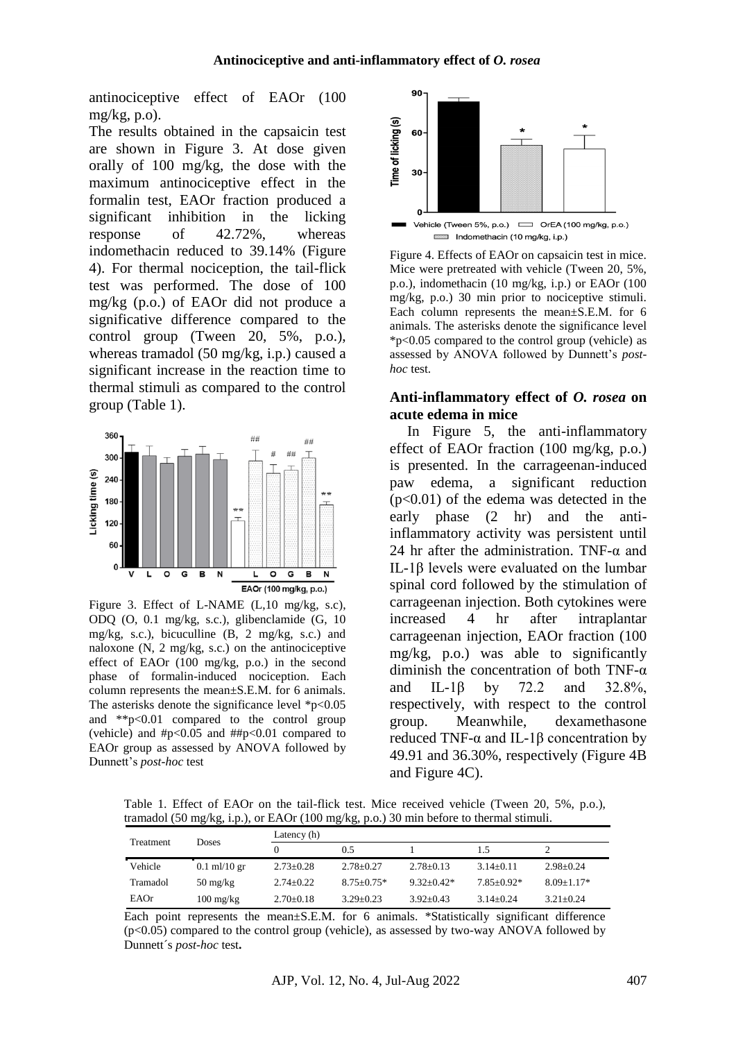antinociceptive effect of EAOr (100 mg/kg, p.o).

The results obtained in the capsaicin test are shown in Figure 3. At dose given orally of 100 mg/kg, the dose with the maximum antinociceptive effect in the formalin test, EAOr fraction produced a significant inhibition in the licking response of 42.72%, whereas indomethacin reduced to 39.14% (Figure 4). For thermal nociception, the tail-flick test was performed. The dose of 100 mg/kg (p.o.) of EAOr did not produce a significative difference compared to the control group (Tween 20, 5%, p.o.), whereas tramadol (50 mg/kg, i.p.) caused a significant increase in the reaction time to thermal stimuli as compared to the control group (Table 1).

Figure 3. Effect of L-NAME (L,10 mg/kg, s.c), ODQ (O, 0.1 mg/kg, s.c.), glibenclamide (G, 10 mg/kg, s.c.), bicuculline (B, 2 mg/kg, s.c.) and naloxone (N, 2 mg/kg, s.c.) on the antinociceptive effect of EAOr (100 mg/kg, p.o.) in the second phase of formalin-induced nociception. Each column represents the mean±S.E.M. for 6 animals. The asterisks denote the significance level *$p<0.05$ and **$p<0.01$ compared to the control group (vehicle) and #$p<0.05$ and ##$p<0.01$ compared to EAOr group as assessed by ANOVA followed by Dunnett's *post-hoc* test

Figure 4. Effects of EAOr on capsaicin test in mice. Mice were pretreated with vehicle (Tween 20, 5%, p.o.), indomethacin (10 mg/kg, i.p.) or EAOr (100 mg/kg, p.o.) 30 min prior to nociceptive stimuli. Each column represents the mean±S.E.M. for 6 animals. The asterisks denote the significance level *$p<0.05$ compared to the control group (vehicle) as assessed by ANOVA followed by Dunnett's *post-hoc* test.

### Anti-inflammatory effect of *O. rosea* on acute edema in mice

In Figure 5, the anti-inflammatory effect of EAOr fraction (100 mg/kg, p.o.) is presented. In the carrageenan-induced paw edema, a significant reduction ($p<0.01$) of the edema was detected in the early phase (2 hr) and the anti-inflammatory activity was persistent until 24 hr after the administration. TNF-α and IL-1β levels were evaluated on the lumbar spinal cord followed by the stimulation of carrageenan injection. Both cytokines were increased 4 hr after intraplantar carrageenan injection, EAOr fraction (100 mg/kg, p.o.) was able to significantly diminish the concentration of both TNF-α and IL-1β by 72.2 and 32.8%, respectively, with respect to the control group. Meanwhile, dexamethasone reduced TNF-α and IL-1β concentration by 49.91 and 36.30%, respectively (Figure 4B and Figure 4C).

Table 1. Effect of EAOr on the tail-flick test. Mice received vehicle (Tween 20, 5%, p.o.), tramadol (50 mg/kg, i.p.), or EAOr (100 mg/kg, p.o.) 30 min before to thermal stimuli.

| Treatment | Doses | Latency (h) | | | | |
|---|---|---|---|---|---|---|
| | | 0 | 0.5 | 1 | 1.5 | 2 |
| Vehicle | 0.1 ml/10 gr | 2.73±0.28 | 2.78±0.27 | 2.78±0.13 | 3.14±0.11 | 2.98±0.24 |
| Tramadol | 50 mg/kg | 2.74±0.22 | 8.75±0.75* | 9.32±0.42* | 7.85±0.92* | 8.09±1.17* |
| EAOr | 100 mg/kg | 2.70±0.18 | 3.29±0.23 | 3.92±0.43 | 3.14±0.24 | 3.21±0.24 |

Each point represents the mean±S.E.M. for 6 animals. *Statistically significant difference ($p<0.05$) compared to the control group (vehicle), as assessed by two-way ANOVA followed by Dunnett´s *post-hoc* test**.**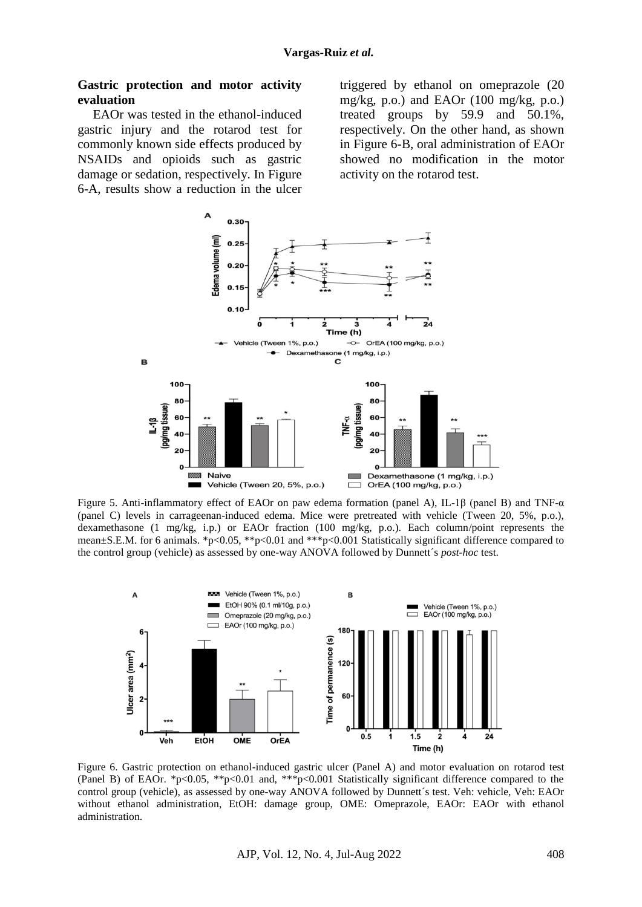## Gastric protection and motor activity evaluation

EAOr was tested in the ethanol-induced gastric injury and the rotarod test for commonly known side effects produced by NSAIDs and opioids such as gastric damage or sedation, respectively. In Figure 6-A, results show a reduction in the ulcer triggered by ethanol on omeprazole (20 mg/kg, p.o.) and EAOr (100 mg/kg, p.o.) treated groups by 59.9 and 50.1%, respectively. On the other hand, as shown in Figure 6-B, oral administration of EAOr showed no modification in the motor activity on the rotarod test.

Figure 5. Anti-inflammatory effect of EAOr on paw edema formation (panel A), IL-1β (panel B) and TNF-α (panel C) levels in carrageenan-induced edema. Mice were pretreated with vehicle (Tween 20, 5%, p.o.), dexamethasone (1 mg/kg, i.p.) or EAOr fraction (100 mg/kg, p.o.). Each column/point represents the mean±S.E.M. for 6 animals. $*p<0.05$, $**p<0.01$ and $***p<0.001$ Statistically significant difference compared to the control group (vehicle) as assessed by one-way ANOVA followed by Dunnett´s *post-hoc* test.

Figure 6. Gastric protection on ethanol-induced gastric ulcer (Panel A) and motor evaluation on rotarod test (Panel B) of EAOr. $*p<0.05$, $**p<0.01$ and, $***p<0.001$ Statistically significant difference compared to the control group (vehicle), as assessed by one-way ANOVA followed by Dunnett´s test. Veh: vehicle, Veh: EAOr without ethanol administration, EtOH: damage group, OME: Omeprazole, EAOr: EAOr with ethanol administration.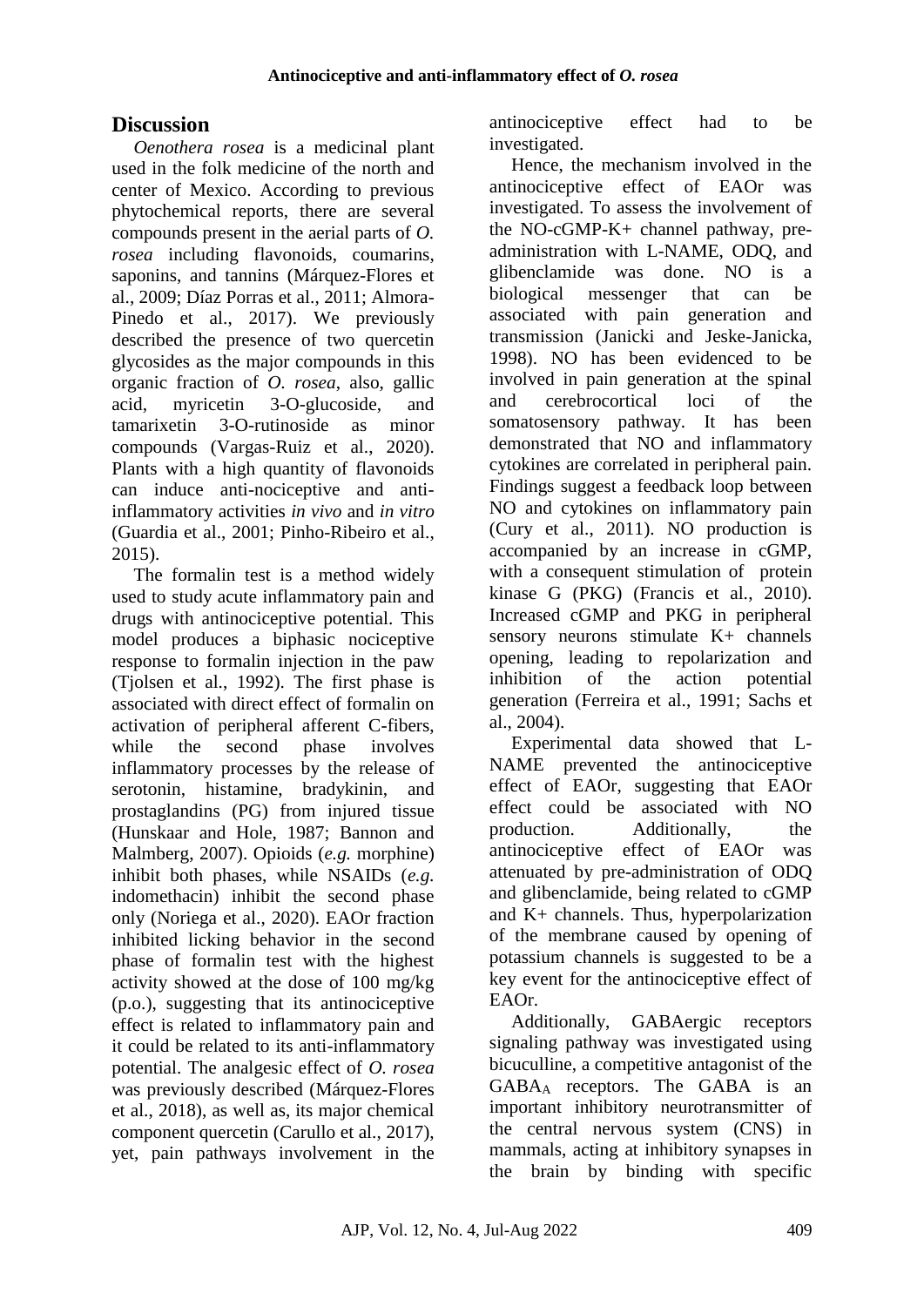## Discussion

*Oenothera rosea* is a medicinal plant used in the folk medicine of the north and center of Mexico. According to previous phytochemical reports, there are several compounds present in the aerial parts of *O. rosea* including flavonoids, coumarins, saponins, and tannins (Márquez-Flores et al., 2009; Díaz Porras et al., 2011; Almora-Pinedo et al., 2017). We previously described the presence of two quercetin glycosides as the major compounds in this organic fraction of *O. rosea*, also, gallic acid, myricetin 3-O-glucoside, and tamarixetin 3-O-rutinoside as minor compounds (Vargas-Ruiz et al., 2020). Plants with a high quantity of flavonoids can induce anti-nociceptive and anti-inflammatory activities *in vivo* and *in vitro* (Guardia et al., 2001; Pinho-Ribeiro et al., 2015).

The formalin test is a method widely used to study acute inflammatory pain and drugs with antinociceptive potential. This model produces a biphasic nociceptive response to formalin injection in the paw (Tjolsen et al., 1992). The first phase is associated with direct effect of formalin on activation of peripheral afferent C-fibers, while the second phase involves inflammatory processes by the release of serotonin, histamine, bradykinin, and prostaglandins (PG) from injured tissue (Hunskaar and Hole, 1987; Bannon and Malmberg, 2007). Opioids (*e.g.* morphine) inhibit both phases, while NSAIDs (*e.g.* indomethacin) inhibit the second phase only (Noriega et al., 2020). EAOr fraction inhibited licking behavior in the second phase of formalin test with the highest activity showed at the dose of 100 mg/kg (p.o.), suggesting that its antinociceptive effect is related to inflammatory pain and it could be related to its anti-inflammatory potential. The analgesic effect of *O. rosea* was previously described (Márquez-Flores et al., 2018), as well as, its major chemical component quercetin (Carullo et al., 2017), yet, pain pathways involvement in the antinociceptive effect had to be investigated.

Hence, the mechanism involved in the antinociceptive effect of EAOr was investigated. To assess the involvement of the NO-cGMP-K+ channel pathway, pre-administration with L-NAME, ODQ, and glibenclamide was done. NO is a biological messenger that can be associated with pain generation and transmission (Janicki and Jeske-Janicka, 1998). NO has been evidenced to be involved in pain generation at the spinal and cerebrocortical loci of the somatosensory pathway. It has been demonstrated that NO and inflammatory cytokines are correlated in peripheral pain. Findings suggest a feedback loop between NO and cytokines on inflammatory pain (Cury et al., 2011). NO production is accompanied by an increase in cGMP, with a consequent stimulation of protein kinase G (PKG) (Francis et al., 2010). Increased cGMP and PKG in peripheral sensory neurons stimulate K+ channels opening, leading to repolarization and inhibition of the action potential generation (Ferreira et al., 1991; Sachs et al., 2004).

Experimental data showed that L-NAME prevented the antinociceptive effect of EAOr, suggesting that EAOr effect could be associated with NO production. Additionally, the antinociceptive effect of EAOr was attenuated by pre-administration of ODQ and glibenclamide, being related to cGMP and K+ channels. Thus, hyperpolarization of the membrane caused by opening of potassium channels is suggested to be a key event for the antinociceptive effect of EAOr.

Additionally, GABAergic receptors signaling pathway was investigated using bicuculline, a competitive antagonist of the $GABA_A$ receptors. The GABA is an important inhibitory neurotransmitter of the central nervous system (CNS) in mammals, acting at inhibitory synapses in the brain by binding with specific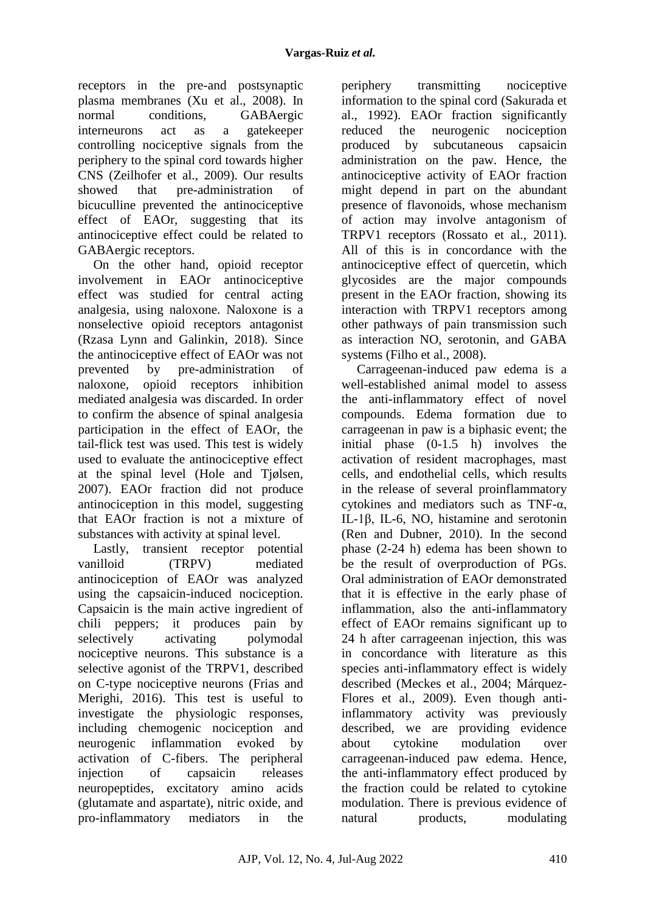receptors in the pre-and postsynaptic plasma membranes (Xu et al., 2008). In normal conditions, GABAergic interneurons act as a gatekeeper controlling nociceptive signals from the periphery to the spinal cord towards higher CNS (Zeilhofer et al., 2009). Our results showed that pre-administration of bicuculline prevented the antinociceptive effect of EAOr, suggesting that its antinociceptive effect could be related to GABAergic receptors.

On the other hand, opioid receptor involvement in EAOr antinociceptive effect was studied for central acting analgesia, using naloxone. Naloxone is a nonselective opioid receptors antagonist (Rzasa Lynn and Galinkin, 2018). Since the antinociceptive effect of EAOr was not prevented by pre-administration of naloxone, opioid receptors inhibition mediated analgesia was discarded. In order to confirm the absence of spinal analgesia participation in the effect of EAOr, the tail-flick test was used. This test is widely used to evaluate the antinociceptive effect at the spinal level (Hole and Tjølsen, 2007). EAOr fraction did not produce antinociception in this model, suggesting that EAOr fraction is not a mixture of substances with activity at spinal level.

Lastly, transient receptor potential vanilloid (TRPV) mediated antinociception of EAOr was analyzed using the capsaicin-induced nociception. Capsaicin is the main active ingredient of chili peppers; it produces pain by selectively activating polymodal nociceptive neurons. This substance is a selective agonist of the TRPV1, described on C-type nociceptive neurons (Frias and Merighi, 2016). This test is useful to investigate the physiologic responses, including chemogenic nociception and neurogenic inflammation evoked by activation of C-fibers. The peripheral injection of capsaicin releases neuropeptides, excitatory amino acids (glutamate and aspartate), nitric oxide, and pro-inflammatory mediators in the periphery transmitting nociceptive information to the spinal cord (Sakurada et al., 1992). EAOr fraction significantly reduced the neurogenic nociception produced by subcutaneous capsaicin administration on the paw. Hence, the antinociceptive activity of EAOr fraction might depend in part on the abundant presence of flavonoids, whose mechanism of action may involve antagonism of TRPV1 receptors (Rossato et al., 2011). All of this is in concordance with the antinociceptive effect of quercetin, which glycosides are the major compounds present in the EAOr fraction, showing its interaction with TRPV1 receptors among other pathways of pain transmission such as interaction NO, serotonin, and GABA systems (Filho et al., 2008).

Carrageenan-induced paw edema is a well-established animal model to assess the anti-inflammatory effect of novel compounds. Edema formation due to carrageenan in paw is a biphasic event; the initial phase (0-1.5 h) involves the activation of resident macrophages, mast cells, and endothelial cells, which results in the release of several proinflammatory cytokines and mediators such as TNF-α, IL-1β, IL-6, NO, histamine and serotonin (Ren and Dubner, 2010). In the second phase (2-24 h) edema has been shown to be the result of overproduction of PGs. Oral administration of EAOr demonstrated that it is effective in the early phase of inflammation, also the anti-inflammatory effect of EAOr remains significant up to 24 h after carrageenan injection, this was in concordance with literature as this species anti-inflammatory effect is widely described (Meckes et al., 2004; Márquez-Flores et al., 2009). Even though anti-inflammatory activity was previously described, we are providing evidence about cytokine modulation over carrageenan-induced paw edema. Hence, the anti-inflammatory effect produced by the fraction could be related to cytokine modulation. There is previous evidence of natural products, modulating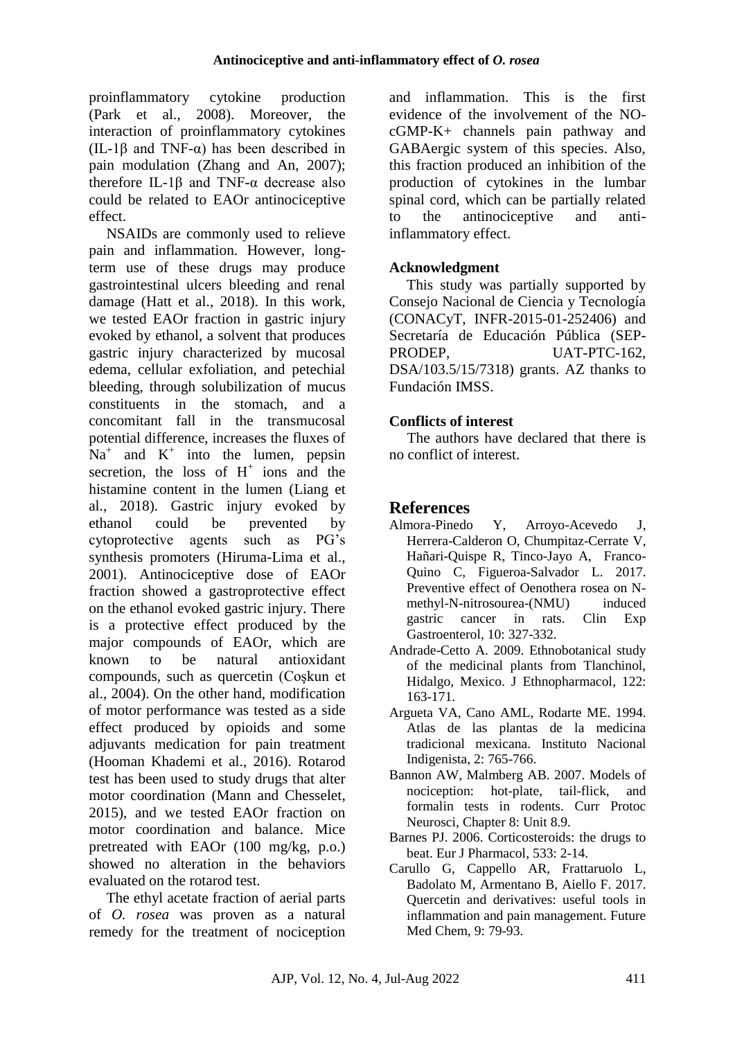proinflammatory cytokine production (Park et al., 2008). Moreover, the interaction of proinflammatory cytokines (IL-1β and TNF-α) has been described in pain modulation (Zhang and An, 2007); therefore IL-1β and TNF-α decrease also could be related to EAOr antinociceptive effect.

NSAIDs are commonly used to relieve pain and inflammation. However, long-term use of these drugs may produce gastrointestinal ulcers bleeding and renal damage (Hatt et al., 2018). In this work, we tested EAOr fraction in gastric injury evoked by ethanol, a solvent that produces gastric injury characterized by mucosal edema, cellular exfoliation, and petechial bleeding, through solubilization of mucus constituents in the stomach, and a concomitant fall in the transmucosal potential difference, increases the fluxes of $Na^+$ and $K^+$ into the lumen, pepsin secretion, the loss of $H^+$ ions and the histamine content in the lumen (Liang et al., 2018). Gastric injury evoked by ethanol could be prevented by cytoprotective agents such as PG's synthesis promoters (Hiruma-Lima et al., 2001). Antinociceptive dose of EAOr fraction showed a gastroprotective effect on the ethanol evoked gastric injury. There is a protective effect produced by the major compounds of EAOr, which are known to be natural antioxidant compounds, such as quercetin (Coşkun et al., 2004). On the other hand, modification of motor performance was tested as a side effect produced by opioids and some adjuvants medication for pain treatment (Hooman Khademi et al., 2016). Rotarod test has been used to study drugs that alter motor coordination (Mann and Chesselet, 2015), and we tested EAOr fraction on motor coordination and balance. Mice pretreated with EAOr (100 mg/kg, p.o.) showed no alteration in the behaviors evaluated on the rotarod test.

The ethyl acetate fraction of aerial parts of *O. rosea* was proven as a natural remedy for the treatment of nociception and inflammation. This is the first evidence of the involvement of the NO-cGMP-K+ channels pain pathway and GABAergic system of this species. Also, this fraction produced an inhibition of the production of cytokines in the lumbar spinal cord, which can be partially related to the antinociceptive and anti-inflammatory effect.

### Acknowledgment

This study was partially supported by Consejo Nacional de Ciencia y Tecnología (CONACyT, INFR-2015-01-252406) and Secretaría de Educación Pública (SEP-PRODEP, UAT-PTC-162, DSA/103.5/15/7318) grants. AZ thanks to Fundación IMSS.

### Conflicts of interest

The authors have declared that there is no conflict of interest.

## References

Almora-Pinedo Y, Arroyo-Acevedo J, Herrera-Calderon O, Chumpitaz-Cerrate V, Hañari-Quispe R, Tinco-Jayo A, Franco-Quino C, Figueroa-Salvador L. 2017. Preventive effect of Oenothera rosea on N-methyl-N-nitrosourea-(NMU) induced gastric cancer in rats. Clin Exp Gastroenterol, 10: 327-332.

Andrade-Cetto A. 2009. Ethnobotanical study of the medicinal plants from Tlanchinol, Hidalgo, Mexico. J Ethnopharmacol, 122: 163-171.

Argueta VA, Cano AML, Rodarte ME. 1994. Atlas de las plantas de la medicina tradicional mexicana. Instituto Nacional Indigenista, 2: 765-766.

Bannon AW, Malmberg AB. 2007. Models of nociception: hot-plate, tail-flick, and formalin tests in rodents. Curr Protoc Neurosci, Chapter 8: Unit 8.9.

Barnes PJ. 2006. Corticosteroids: the drugs to beat. Eur J Pharmacol, 533: 2-14.

Carullo G, Cappello AR, Frattaruolo L, Badolato M, Armentano B, Aiello F. 2017. Quercetin and derivatives: useful tools in inflammation and pain management. Future Med Chem, 9: 79-93.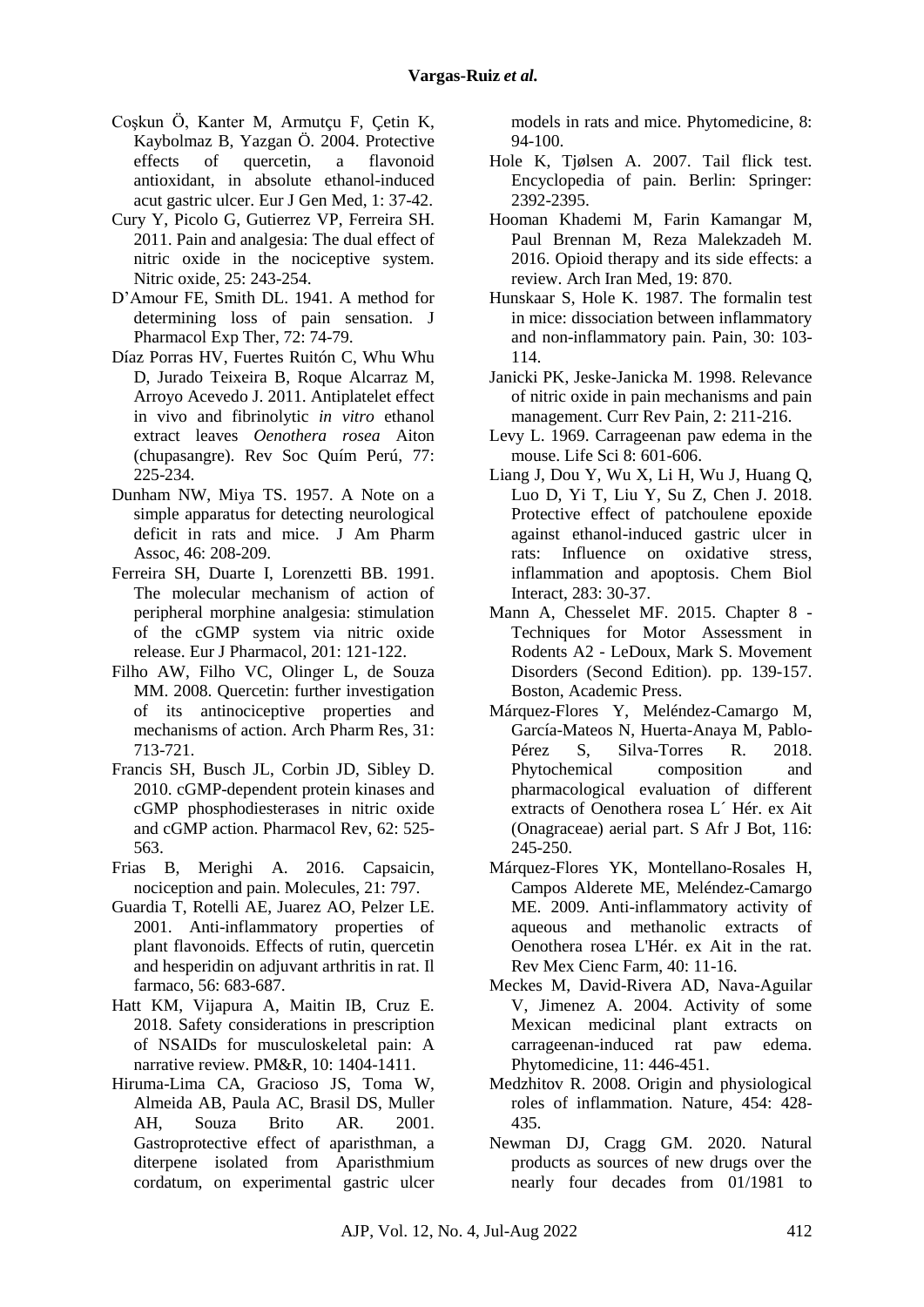Coşkun Ö, Kanter M, Armutçu F, Çetin K, Kaybolmaz B, Yazgan Ö. 2004. Protective effects of quercetin, a flavonoid antioxidant, in absolute ethanol-induced acut gastric ulcer. Eur J Gen Med, 1: 37-42.

Cury Y, Picolo G, Gutierrez VP, Ferreira SH. 2011. Pain and analgesia: The dual effect of nitric oxide in the nociceptive system. Nitric oxide, 25: 243-254.

D'Amour FE, Smith DL. 1941. A method for determining loss of pain sensation. J Pharmacol Exp Ther, 72: 74-79.

Díaz Porras HV, Fuertes Ruitón C, Whu Whu D, Jurado Teixeira B, Roque Alcarraz M, Arroyo Acevedo J. 2011. Antiplatelet effect in vivo and fibrinolytic *in vitro* ethanol extract leaves *Oenothera rosea* Aiton (chupasangre). Rev Soc Quím Perú, 77: 225-234.

Dunham NW, Miya TS. 1957. A Note on a simple apparatus for detecting neurological deficit in rats and mice. J Am Pharm Assoc, 46: 208-209.

Ferreira SH, Duarte I, Lorenzetti BB. 1991. The molecular mechanism of action of peripheral morphine analgesia: stimulation of the cGMP system via nitric oxide release. Eur J Pharmacol, 201: 121-122.

Filho AW, Filho VC, Olinger L, de Souza MM. 2008. Quercetin: further investigation of its antinociceptive properties and mechanisms of action. Arch Pharm Res, 31: 713-721.

Francis SH, Busch JL, Corbin JD, Sibley D. 2010. cGMP-dependent protein kinases and cGMP phosphodiesterases in nitric oxide and cGMP action. Pharmacol Rev, 62: 525-563.

Frias B, Merighi A. 2016. Capsaicin, nociception and pain. Molecules, 21: 797.

Guardia T, Rotelli AE, Juarez AO, Pelzer LE. 2001. Anti-inflammatory properties of plant flavonoids. Effects of rutin, quercetin and hesperidin on adjuvant arthritis in rat. Il farmaco, 56: 683-687.

Hatt KM, Vijapura A, Maitin IB, Cruz E. 2018. Safety considerations in prescription of NSAIDs for musculoskeletal pain: A narrative review. PM&R, 10: 1404-1411.

Hiruma-Lima CA, Gracioso JS, Toma W, Almeida AB, Paula AC, Brasil DS, Muller AH, Souza Brito AR. 2001. Gastroprotective effect of aparisthman, a diterpene isolated from Aparisthmium cordatum, on experimental gastric ulcer models in rats and mice. Phytomedicine, 8: 94-100.

Hole K, Tjølsen A. 2007. Tail flick test. Encyclopedia of pain. Berlin: Springer: 2392-2395.

Hooman Khademi M, Farin Kamangar M, Paul Brennan M, Reza Malekzadeh M. 2016. Opioid therapy and its side effects: a review. Arch Iran Med, 19: 870.

Hunskaar S, Hole K. 1987. The formalin test in mice: dissociation between inflammatory and non-inflammatory pain. Pain, 30: 103-114.

Janicki PK, Jeske-Janicka M. 1998. Relevance of nitric oxide in pain mechanisms and pain management. Curr Rev Pain, 2: 211-216.

Levy L. 1969. Carrageenan paw edema in the mouse. Life Sci 8: 601-606.

Liang J, Dou Y, Wu X, Li H, Wu J, Huang Q, Luo D, Yi T, Liu Y, Su Z, Chen J. 2018. Protective effect of patchoulene epoxide against ethanol-induced gastric ulcer in rats: Influence on oxidative stress, inflammation and apoptosis. Chem Biol Interact, 283: 30-37.

Mann A, Chesselet MF. 2015. Chapter 8 - Techniques for Motor Assessment in Rodents A2 - LeDoux, Mark S. Movement Disorders (Second Edition). pp. 139-157. Boston, Academic Press.

Márquez-Flores Y, Meléndez-Camargo M, García-Mateos N, Huerta-Anaya M, Pablo-Pérez S, Silva-Torres R. 2018. Phytochemical composition and pharmacological evaluation of different extracts of Oenothera rosea L´ Hér. ex Ait (Onagraceae) aerial part. S Afr J Bot, 116: 245-250.

Márquez-Flores YK, Montellano-Rosales H, Campos Alderete ME, Meléndez-Camargo ME. 2009. Anti-inflammatory activity of aqueous and methanolic extracts of Oenothera rosea L'Hér. ex Ait in the rat. Rev Mex Cienc Farm, 40: 11-16.

Meckes M, David-Rivera AD, Nava-Aguilar V, Jimenez A. 2004. Activity of some Mexican medicinal plant extracts on carrageenan-induced rat paw edema. Phytomedicine, 11: 446-451.

Medzhitov R. 2008. Origin and physiological roles of inflammation. Nature, 454: 428-435.

Newman DJ, Cragg GM. 2020. Natural products as sources of new drugs over the nearly four decades from 01/1981 to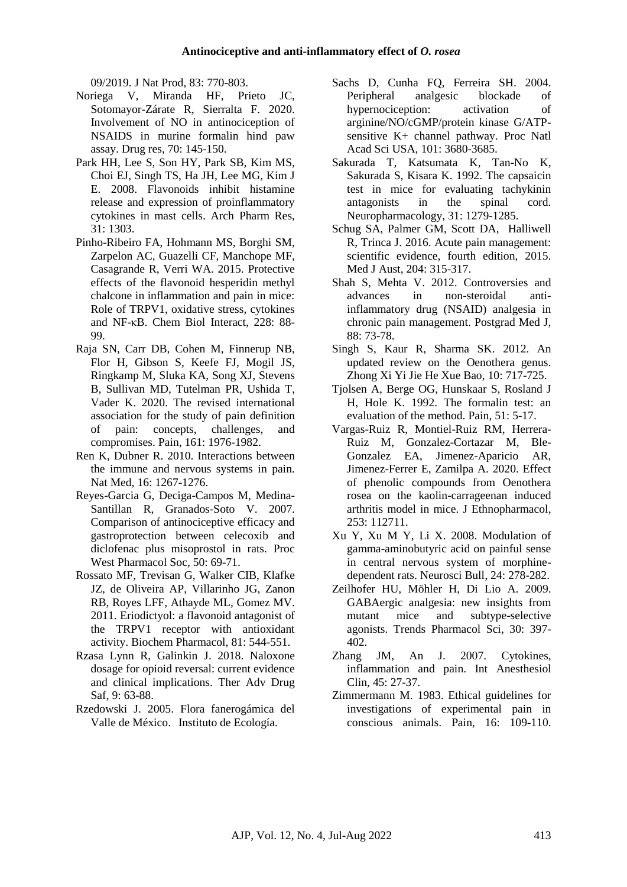09/2019. J Nat Prod, 83: 770-803.

Noriega V, Miranda HF, Prieto JC, Sotomayor-Zárate R, Sierralta F. 2020. Involvement of NO in antinociception of NSAIDS in murine formalin hind paw assay. Drug res, 70: 145-150.

Park HH, Lee S, Son HY, Park SB, Kim MS, Choi EJ, Singh TS, Ha JH, Lee MG, Kim J E. 2008. Flavonoids inhibit histamine release and expression of proinflammatory cytokines in mast cells. Arch Pharm Res, 31: 1303.

Pinho-Ribeiro FA, Hohmann MS, Borghi SM, Zarpelon AC, Guazelli CF, Manchope MF, Casagrande R, Verri WA. 2015. Protective effects of the flavonoid hesperidin methyl chalcone in inflammation and pain in mice: Role of TRPV1, oxidative stress, cytokines and NF-κB. Chem Biol Interact, 228: 88-99.

Raja SN, Carr DB, Cohen M, Finnerup NB, Flor H, Gibson S, Keefe FJ, Mogil JS, Ringkamp M, Sluka KA, Song XJ, Stevens B, Sullivan MD, Tutelman PR, Ushida T, Vader K. 2020. The revised international association for the study of pain definition of pain: concepts, challenges, and compromises. Pain, 161: 1976-1982.

Ren K, Dubner R. 2010. Interactions between the immune and nervous systems in pain. Nat Med, 16: 1267-1276.

Reyes-Garcia G, Deciga-Campos M, Medina-Santillan R, Granados-Soto V. 2007. Comparison of antinociceptive efficacy and gastroprotection between celecoxib and diclofenac plus misoprostol in rats. Proc West Pharmacol Soc, 50: 69-71.

Rossato MF, Trevisan G, Walker CIB, Klafke JZ, de Oliveira AP, Villarinho JG, Zanon RB, Royes LFF, Athayde ML, Gomez MV. 2011. Eriodictyol: a flavonoid antagonist of the TRPV1 receptor with antioxidant activity. Biochem Pharmacol, 81: 544-551.

Rzasa Lynn R, Galinkin J. 2018. Naloxone dosage for opioid reversal: current evidence and clinical implications. Ther Adv Drug Saf, 9: 63-88.

Rzedowski J. 2005. Flora fanerogámica del Valle de México. Instituto de Ecología.

Sachs D, Cunha FQ, Ferreira SH. 2004. Peripheral analgesic blockade of hypernociception: activation of arginine/NO/cGMP/protein kinase G/ATP-sensitive K+ channel pathway. Proc Natl Acad Sci USA, 101: 3680-3685.

Sakurada T, Katsumata K, Tan-No K, Sakurada S, Kisara K. 1992. The capsaicin test in mice for evaluating tachykinin antagonists in the spinal cord. Neuropharmacology, 31: 1279-1285.

Schug SA, Palmer GM, Scott DA, Halliwell R, Trinca J. 2016. Acute pain management: scientific evidence, fourth edition, 2015. Med J Aust, 204: 315-317.

Shah S, Mehta V. 2012. Controversies and advances in non-steroidal anti-inflammatory drug (NSAID) analgesia in chronic pain management. Postgrad Med J, 88: 73-78.

Singh S, Kaur R, Sharma SK. 2012. An updated review on the Oenothera genus. Zhong Xi Yi Jie He Xue Bao, 10: 717-725.

Tjolsen A, Berge OG, Hunskaar S, Rosland J H, Hole K. 1992. The formalin test: an evaluation of the method. Pain, 51: 5-17.

Vargas-Ruiz R, Montiel-Ruiz RM, Herrera-Ruiz M, Gonzalez-Cortazar M, Ble-Gonzalez EA, Jimenez-Aparicio AR, Jimenez-Ferrer E, Zamilpa A. 2020. Effect of phenolic compounds from Oenothera rosea on the kaolin-carrageenan induced arthritis model in mice. J Ethnopharmacol, 253: 112711.

Xu Y, Xu M Y, Li X. 2008. Modulation of gamma-aminobutyric acid on painful sense in central nervous system of morphine-dependent rats. Neurosci Bull, 24: 278-282.

Zeilhofer HU, Möhler H, Di Lio A. 2009. GABAergic analgesia: new insights from mutant mice and subtype-selective agonists. Trends Pharmacol Sci, 30: 397-402.

Zhang JM, An J. 2007. Cytokines, inflammation and pain. Int Anesthesiol Clin, 45: 27-37.

Zimmermann M. 1983. Ethical guidelines for investigations of experimental pain in conscious animals. Pain, 16: 109-110.